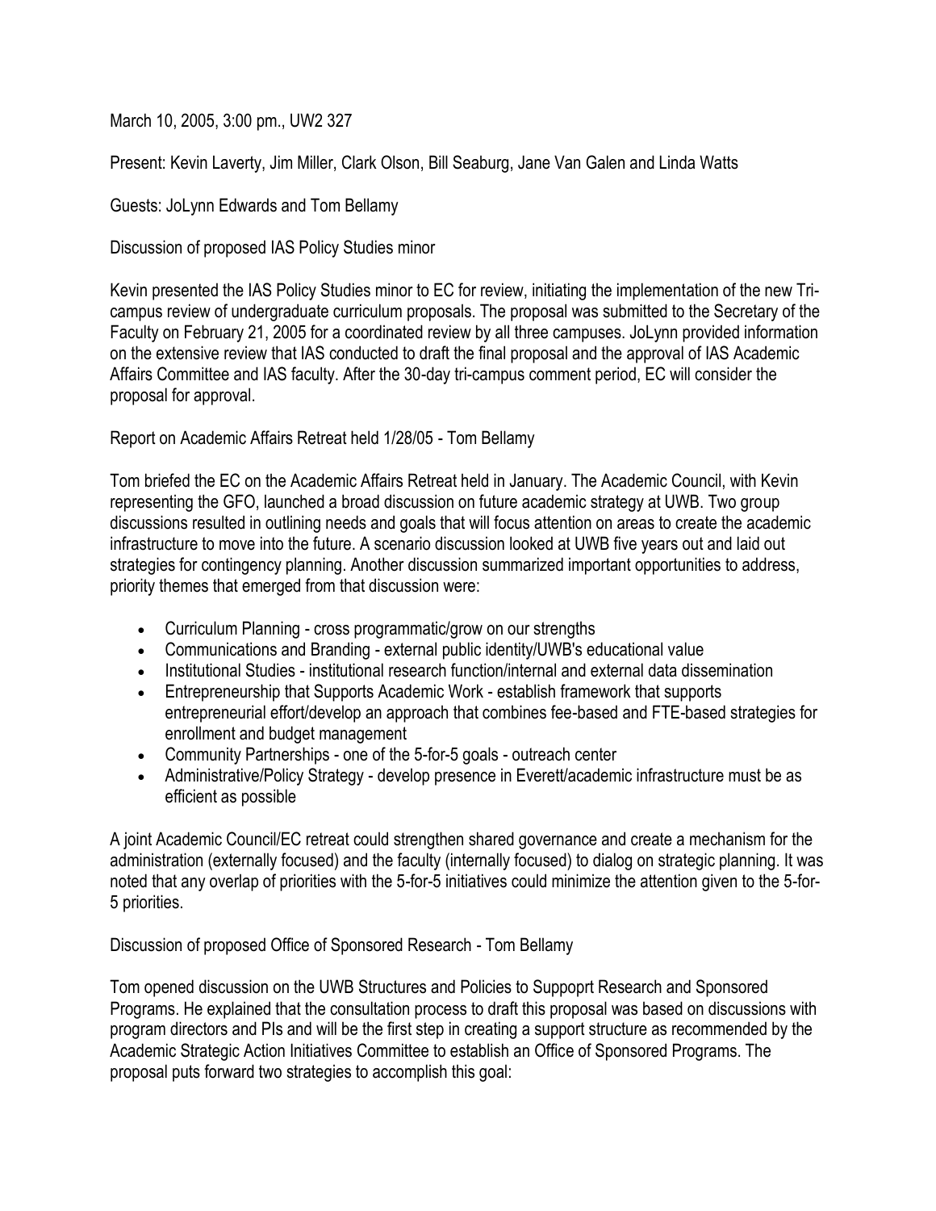March 10, 2005, 3:00 pm., UW2 327

Present: Kevin Laverty, Jim Miller, Clark Olson, Bill Seaburg, Jane Van Galen and Linda Watts

Guests: JoLynn Edwards and Tom Bellamy

Discussion of proposed IAS Policy Studies minor

Kevin presented the IAS Policy Studies minor to EC for review, initiating the implementation of the new Tri-campus review of undergraduate curriculum proposals. The proposal was submitted to the Secretary of the Faculty on February 21, 2005 for a coordinated review by all three campuses. JoLynn provided information on the extensive review that IAS conducted to draft the final proposal and the approval of IAS Academic Affairs Committee and IAS faculty. After the 30-day tri-campus comment period, EC will consider the proposal for approval.

Report on Academic Affairs Retreat held 1/28/05 - Tom Bellamy

Tom briefed the EC on the Academic Affairs Retreat held in January. The Academic Council, with Kevin representing the GFO, launched a broad discussion on future academic strategy at UWB. Two group discussions resulted in outlining needs and goals that will focus attention on areas to create the academic infrastructure to move into the future. A scenario discussion looked at UWB five years out and laid out strategies for contingency planning. Another discussion summarized important opportunities to address, priority themes that emerged from that discussion were:

- Curriculum Planning - cross programmatic/grow on our strengths
- Communications and Branding - external public identity/UWB's educational value
- Institutional Studies - institutional research function/internal and external data dissemination
- Entrepreneurship that Supports Academic Work - establish framework that supports entrepreneurial effort/develop an approach that combines fee-based and FTE-based strategies for enrollment and budget management
- Community Partnerships - one of the 5-for-5 goals - outreach center
- Administrative/Policy Strategy - develop presence in Everett/academic infrastructure must be as efficient as possible

A joint Academic Council/EC retreat could strengthen shared governance and create a mechanism for the administration (externally focused) and the faculty (internally focused) to dialog on strategic planning. It was noted that any overlap of priorities with the 5-for-5 initiatives could minimize the attention given to the 5-for-5 priorities.

Discussion of proposed Office of Sponsored Research - Tom Bellamy

Tom opened discussion on the UWB Structures and Policies to Suppoprt Research and Sponsored Programs. He explained that the consultation process to draft this proposal was based on discussions with program directors and PIs and will be the first step in creating a support structure as recommended by the Academic Strategic Action Initiatives Committee to establish an Office of Sponsored Programs. The proposal puts forward two strategies to accomplish this goal: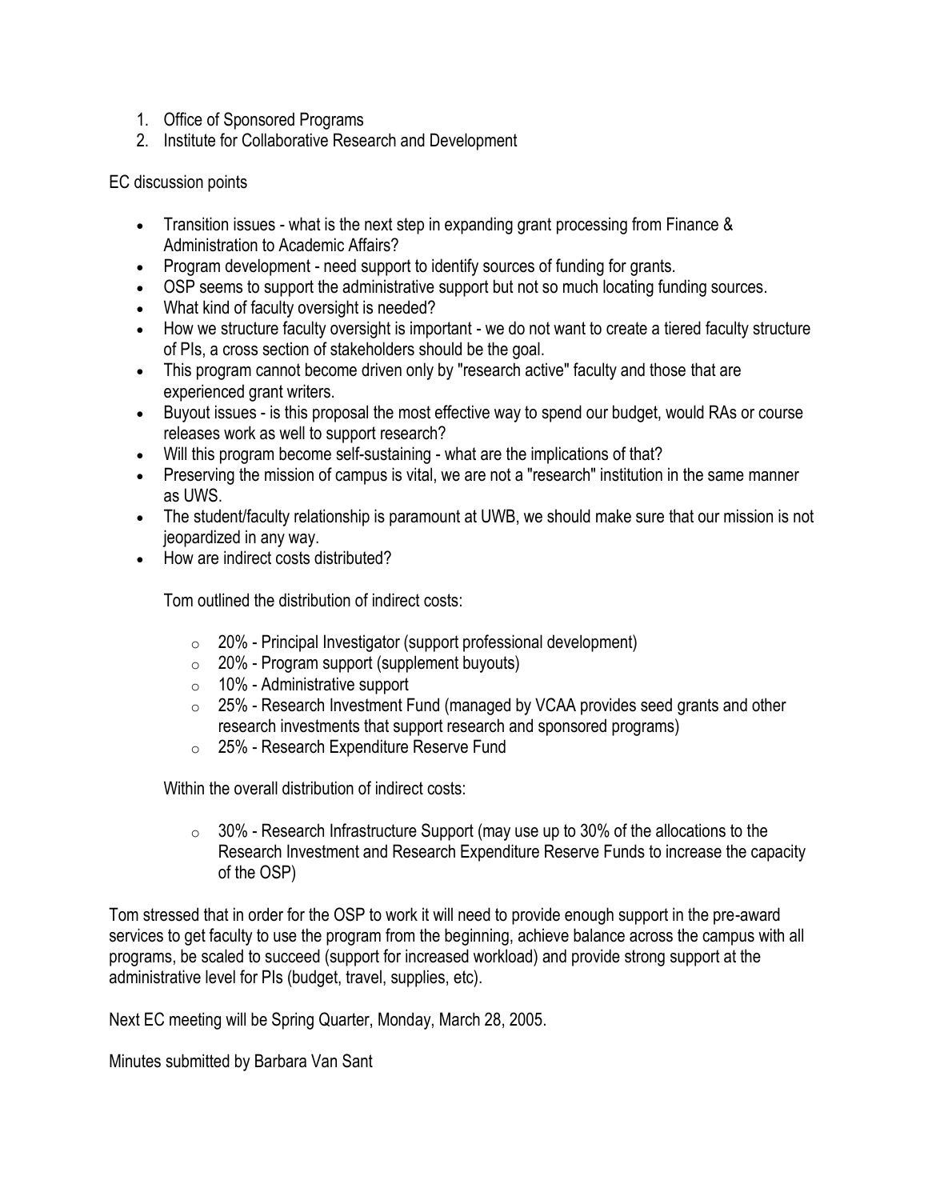1. Office of Sponsored Programs
2. Institute for Collaborative Research and Development

EC discussion points

- Transition issues - what is the next step in expanding grant processing from Finance & Administration to Academic Affairs?
- Program development - need support to identify sources of funding for grants.
- OSP seems to support the administrative support but not so much locating funding sources.
- What kind of faculty oversight is needed?
- How we structure faculty oversight is important - we do not want to create a tiered faculty structure of PIs, a cross section of stakeholders should be the goal.
- This program cannot become driven only by "research active" faculty and those that are experienced grant writers.
- Buyout issues - is this proposal the most effective way to spend our budget, would RAs or course releases work as well to support research?
- Will this program become self-sustaining - what are the implications of that?
- Preserving the mission of campus is vital, we are not a "research" institution in the same manner as UWS.
- The student/faculty relationship is paramount at UWB, we should make sure that our mission is not jeopardized in any way.
- How are indirect costs distributed?

  Tom outlined the distribution of indirect costs:

  - 20% - Principal Investigator (support professional development)
  - 20% - Program support (supplement buyouts)
  - 10% - Administrative support
  - 25% - Research Investment Fund (managed by VCAA provides seed grants and other research investments that support research and sponsored programs)
  - 25% - Research Expenditure Reserve Fund

  Within the overall distribution of indirect costs:

  - 30% - Research Infrastructure Support (may use up to 30% of the allocations to the Research Investment and Research Expenditure Reserve Funds to increase the capacity of the OSP)

Tom stressed that in order for the OSP to work it will need to provide enough support in the pre-award services to get faculty to use the program from the beginning, achieve balance across the campus with all programs, be scaled to succeed (support for increased workload) and provide strong support at the administrative level for PIs (budget, travel, supplies, etc).

Next EC meeting will be Spring Quarter, Monday, March 28, 2005.

Minutes submitted by Barbara Van Sant